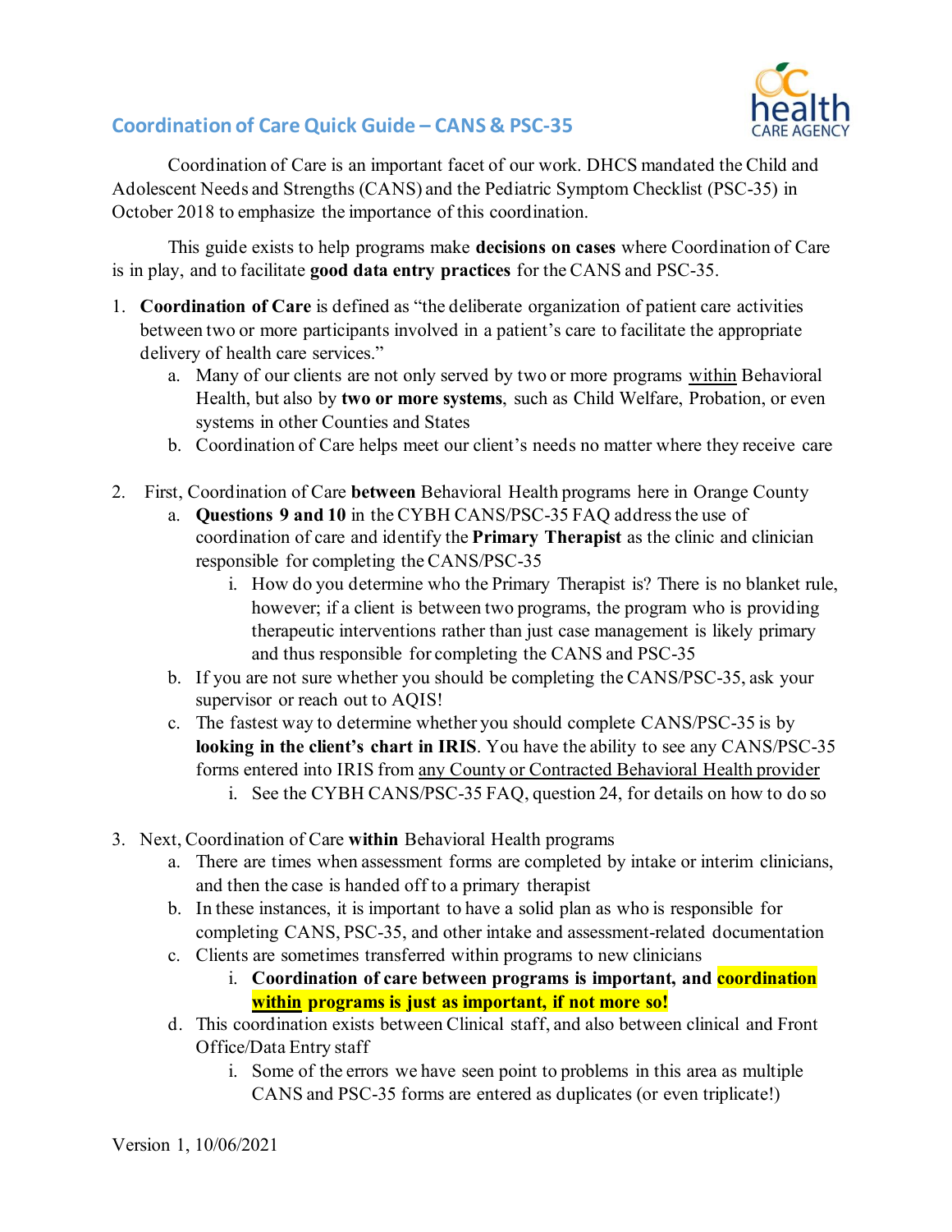## Coordination of Care Quick Guide – CANS & PSC-35

Coordination of Care is an important facet of our work. DHCS mandated the Child and Adolescent Needs and Strengths (CANS) and the Pediatric Symptom Checklist (PSC-35) in October 2018 to emphasize the importance of this coordination.

This guide exists to help programs make **decisions on cases** where Coordination of Care is in play, and to facilitate **good data entry practices** for the CANS and PSC-35.

1. **Coordination of Care** is defined as "the deliberate organization of patient care activities between two or more participants involved in a patient's care to facilitate the appropriate delivery of health care services."
   a. Many of our clients are not only served by two or more programs within Behavioral Health, but also by **two or more systems**, such as Child Welfare, Probation, or even systems in other Counties and States
   b. Coordination of Care helps meet our client's needs no matter where they receive care

2. First, Coordination of Care **between** Behavioral Health programs here in Orange County
   a. **Questions 9 and 10** in the CYBH CANS/PSC-35 FAQ address the use of coordination of care and identify the **Primary Therapist** as the clinic and clinician responsible for completing the CANS/PSC-35
      i. How do you determine who the Primary Therapist is? There is no blanket rule, however; if a client is between two programs, the program who is providing therapeutic interventions rather than just case management is likely primary and thus responsible for completing the CANS and PSC-35
   b. If you are not sure whether you should be completing the CANS/PSC-35, ask your supervisor or reach out to AQIS!
   c. The fastest way to determine whether you should complete CANS/PSC-35 is by **looking in the client's chart in IRIS**. You have the ability to see any CANS/PSC-35 forms entered into IRIS from any County or Contracted Behavioral Health provider
      i. See the CYBH CANS/PSC-35 FAQ, question 24, for details on how to do so

3. Next, Coordination of Care **within** Behavioral Health programs
   a. There are times when assessment forms are completed by intake or interim clinicians, and then the case is handed off to a primary therapist
   b. In these instances, it is important to have a solid plan as who is responsible for completing CANS, PSC-35, and other intake and assessment-related documentation
   c. Clients are sometimes transferred within programs to new clinicians
      i. **Coordination of care between programs is important, and coordination within programs is just as important, if not more so!**
   d. This coordination exists between Clinical staff, and also between clinical and Front Office/Data Entry staff
      i. Some of the errors we have seen point to problems in this area as multiple CANS and PSC-35 forms are entered as duplicates (or even triplicate!)

Version 1, 10/06/2021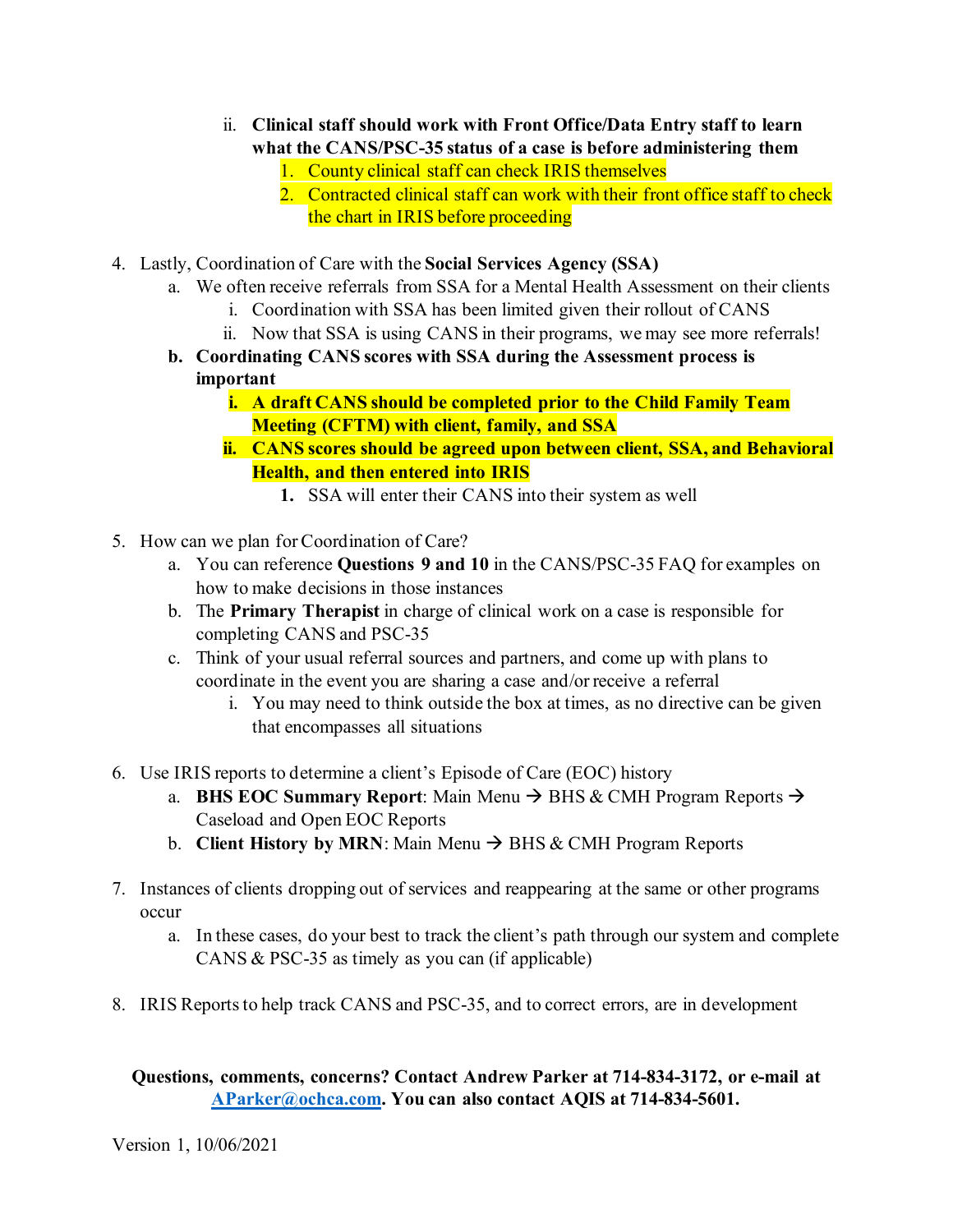ii. **Clinical staff should work with Front Office/Data Entry staff to learn what the CANS/PSC-35 status of a case is before administering them**
      1. County clinical staff can check IRIS themselves
      2. Contracted clinical staff can work with their front office staff to check the chart in IRIS before proceeding

4. Lastly, Coordination of Care with the **Social Services Agency (SSA)**
   a. We often receive referrals from SSA for a Mental Health Assessment on their clients
      i. Coordination with SSA has been limited given their rollout of CANS
      ii. Now that SSA is using CANS in their programs, we may see more referrals!
   **b. Coordinating CANS scores with SSA during the Assessment process is important**
      **i. A draft CANS should be completed prior to the Child Family Team Meeting (CFTM) with client, family, and SSA**
      **ii. CANS scores should be agreed upon between client, SSA, and Behavioral Health, and then entered into IRIS**
         **1.** SSA will enter their CANS into their system as well

5. How can we plan for Coordination of Care?
   a. You can reference **Questions 9 and 10** in the CANS/PSC-35 FAQ for examples on how to make decisions in those instances
   b. The **Primary Therapist** in charge of clinical work on a case is responsible for completing CANS and PSC-35
   c. Think of your usual referral sources and partners, and come up with plans to coordinate in the event you are sharing a case and/or receive a referral
      i. You may need to think outside the box at times, as no directive can be given that encompasses all situations

6. Use IRIS reports to determine a client's Episode of Care (EOC) history
   a. **BHS EOC Summary Report**: Main Menu → BHS & CMH Program Reports → Caseload and Open EOC Reports
   b. **Client History by MRN**: Main Menu → BHS & CMH Program Reports

7. Instances of clients dropping out of services and reappearing at the same or other programs occur
   a. In these cases, do your best to track the client's path through our system and complete CANS & PSC-35 as timely as you can (if applicable)

8. IRIS Reports to help track CANS and PSC-35, and to correct errors, are in development

**Questions, comments, concerns? Contact Andrew Parker at 714-834-3172, or e-mail at [APParker@ochca.com](mailto:AParker@ochca.com). You can also contact AQIS at 714-834-5601.**

Version 1, 10/06/2021